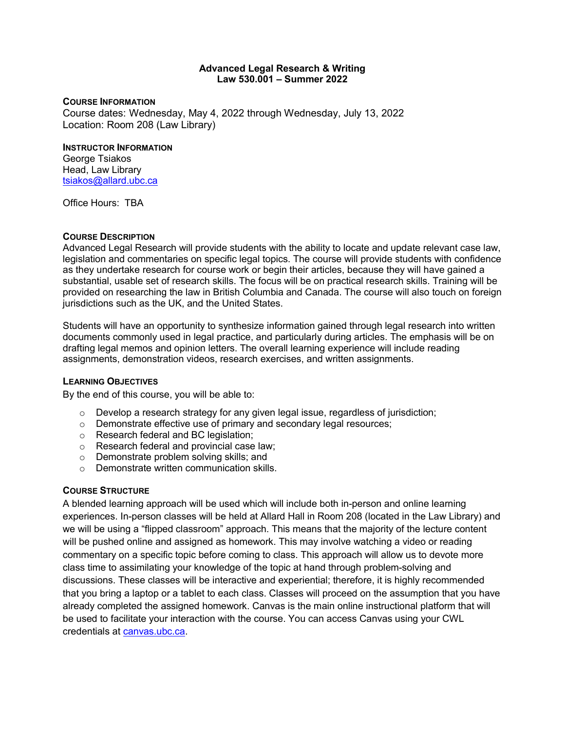# Advanced Legal Research & Writing
## Law 530.001 – Summer 2022

### COURSE INFORMATION

Course dates: Wednesday, May 4, 2022 through Wednesday, July 13, 2022
Location: Room 208 (Law Library)

### INSTRUCTOR INFORMATION

George Tsiakos
Head, Law Library
tsiakos@allard.ubc.ca

Office Hours: TBA

### COURSE DESCRIPTION

Advanced Legal Research will provide students with the ability to locate and update relevant case law, legislation and commentaries on specific legal topics. The course will provide students with confidence as they undertake research for course work or begin their articles, because they will have gained a substantial, usable set of research skills. The focus will be on practical research skills. Training will be provided on researching the law in British Columbia and Canada. The course will also touch on foreign jurisdictions such as the UK, and the United States.

Students will have an opportunity to synthesize information gained through legal research into written documents commonly used in legal practice, and particularly during articles. The emphasis will be on drafting legal memos and opinion letters. The overall learning experience will include reading assignments, demonstration videos, research exercises, and written assignments.

### LEARNING OBJECTIVES

By the end of this course, you will be able to:

- Develop a research strategy for any given legal issue, regardless of jurisdiction;
- Demonstrate effective use of primary and secondary legal resources;
- Research federal and BC legislation;
- Research federal and provincial case law;
- Demonstrate problem solving skills; and
- Demonstrate written communication skills.

### COURSE STRUCTURE

A blended learning approach will be used which will include both in-person and online learning experiences. In-person classes will be held at Allard Hall in Room 208 (located in the Law Library) and we will be using a "flipped classroom" approach. This means that the majority of the lecture content will be pushed online and assigned as homework. This may involve watching a video or reading commentary on a specific topic before coming to class. This approach will allow us to devote more class time to assimilating your knowledge of the topic at hand through problem-solving and discussions. These classes will be interactive and experiential; therefore, it is highly recommended that you bring a laptop or a tablet to each class. Classes will proceed on the assumption that you have already completed the assigned homework. Canvas is the main online instructional platform that will be used to facilitate your interaction with the course. You can access Canvas using your CWL credentials at canvas.ubc.ca.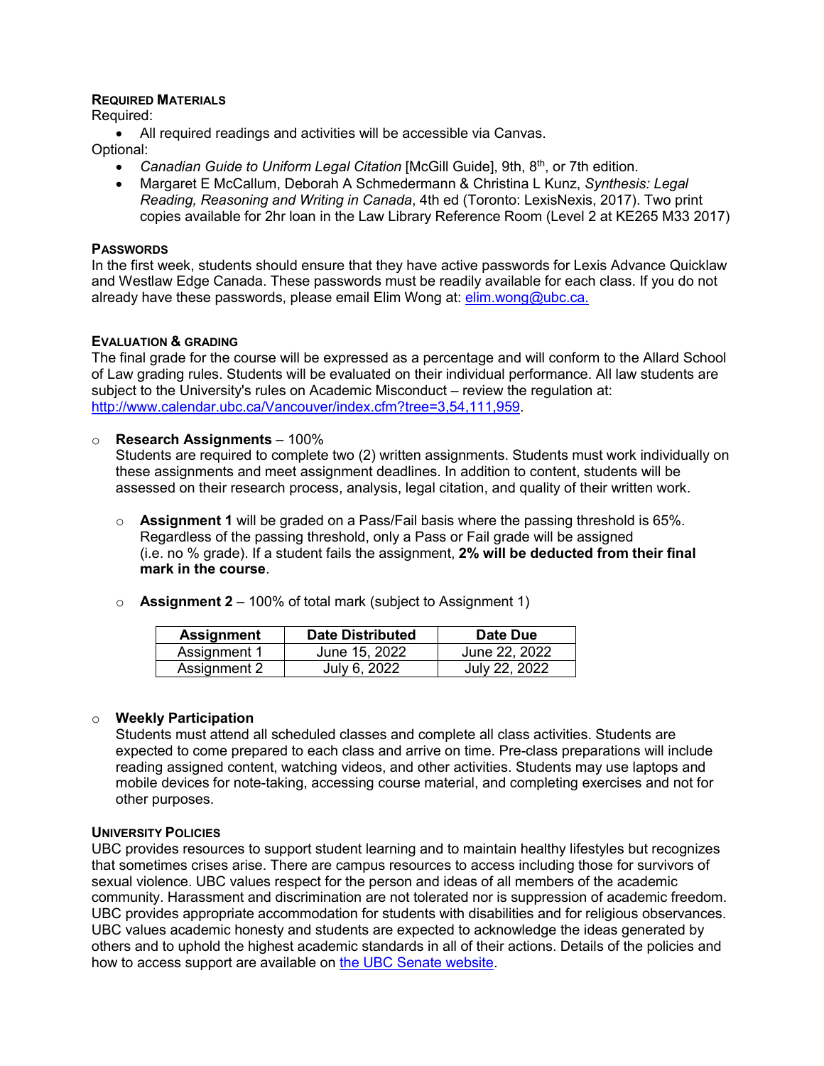## Required Materials

Required:

- All required readings and activities will be accessible via Canvas.

Optional:

- *Canadian Guide to Uniform Legal Citation* [McGill Guide], 9th, 8th, or 7th edition.
- Margaret E McCallum, Deborah A Schmedermann & Christina L Kunz, *Synthesis: Legal Reading, Reasoning and Writing in Canada*, 4th ed (Toronto: LexisNexis, 2017). Two print copies available for 2hr loan in the Law Library Reference Room (Level 2 at KE265 M33 2017)

## Passwords

In the first week, students should ensure that they have active passwords for Lexis Advance Quicklaw and Westlaw Edge Canada. These passwords must be readily available for each class. If you do not already have these passwords, please email Elim Wong at: elim.wong@ubc.ca.

## Evaluation & Grading

The final grade for the course will be expressed as a percentage and will conform to the Allard School of Law grading rules. Students will be evaluated on their individual performance. All law students are subject to the University's rules on Academic Misconduct – review the regulation at: http://www.calendar.ubc.ca/Vancouver/index.cfm?tree=3,54,111,959.

- **Research Assignments** – 100%
  Students are required to complete two (2) written assignments. Students must work individually on these assignments and meet assignment deadlines. In addition to content, students will be assessed on their research process, analysis, legal citation, and quality of their written work.

  - **Assignment 1** will be graded on a Pass/Fail basis where the passing threshold is 65%. Regardless of the passing threshold, only a Pass or Fail grade will be assigned (i.e. no % grade). If a student fails the assignment, **2% will be deducted from their final mark in the course**.

  - **Assignment 2** – 100% of total mark (subject to Assignment 1)

| Assignment | Date Distributed | Date Due |
|---|---|---|
| Assignment 1 | June 15, 2022 | June 22, 2022 |
| Assignment 2 | July 6, 2022 | July 22, 2022 |

- **Weekly Participation**
  Students must attend all scheduled classes and complete all class activities. Students are expected to come prepared to each class and arrive on time. Pre-class preparations will include reading assigned content, watching videos, and other activities. Students may use laptops and mobile devices for note-taking, accessing course material, and completing exercises and not for other purposes.

## University Policies

UBC provides resources to support student learning and to maintain healthy lifestyles but recognizes that sometimes crises arise. There are campus resources to access including those for survivors of sexual violence. UBC values respect for the person and ideas of all members of the academic community. Harassment and discrimination are not tolerated nor is suppression of academic freedom. UBC provides appropriate accommodation for students with disabilities and for religious observances. UBC values academic honesty and students are expected to acknowledge the ideas generated by others and to uphold the highest academic standards in all of their actions. Details of the policies and how to access support are available on the UBC Senate website.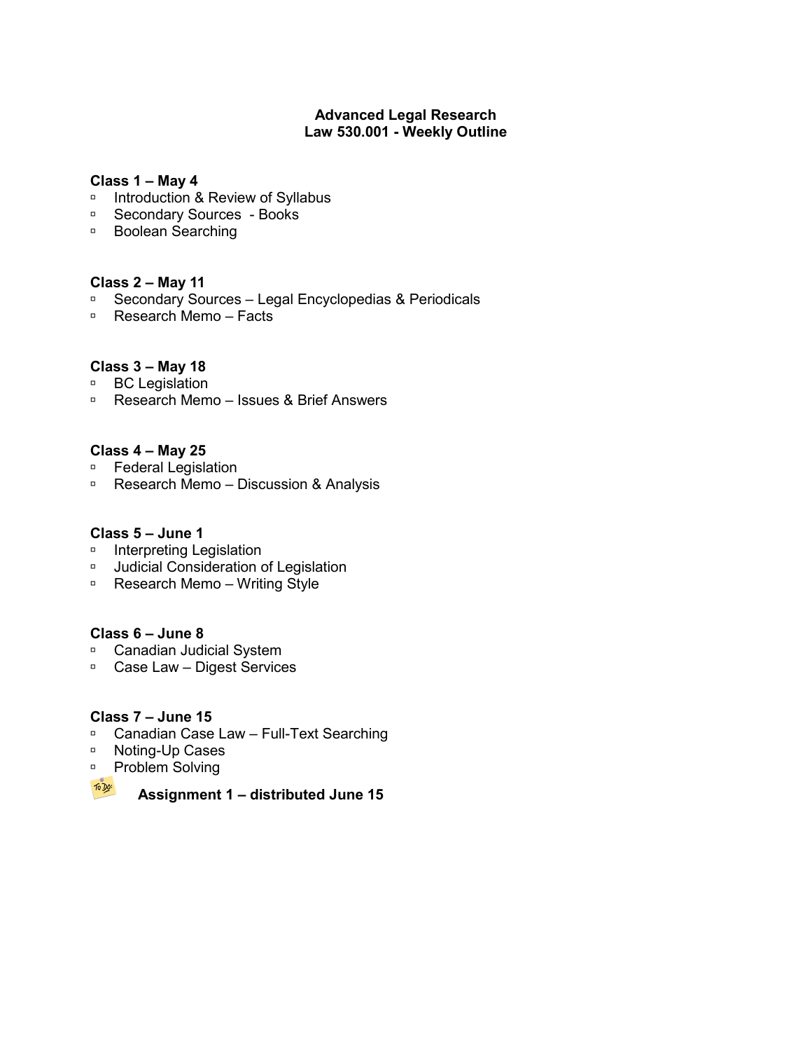# Advanced Legal Research
## Law 530.001 - Weekly Outline

**Class 1 – May 4**
- Introduction & Review of Syllabus
- Secondary Sources - Books
- Boolean Searching

**Class 2 – May 11**
- Secondary Sources – Legal Encyclopedias & Periodicals
- Research Memo – Facts

**Class 3 – May 18**
- BC Legislation
- Research Memo – Issues & Brief Answers

**Class 4 – May 25**
- Federal Legislation
- Research Memo – Discussion & Analysis

**Class 5 – June 1**
- Interpreting Legislation
- Judicial Consideration of Legislation
- Research Memo – Writing Style

**Class 6 – June 8**
- Canadian Judicial System
- Case Law – Digest Services

**Class 7 – June 15**
- Canadian Case Law – Full-Text Searching
- Noting-Up Cases
- Problem Solving

**Assignment 1 – distributed June 15**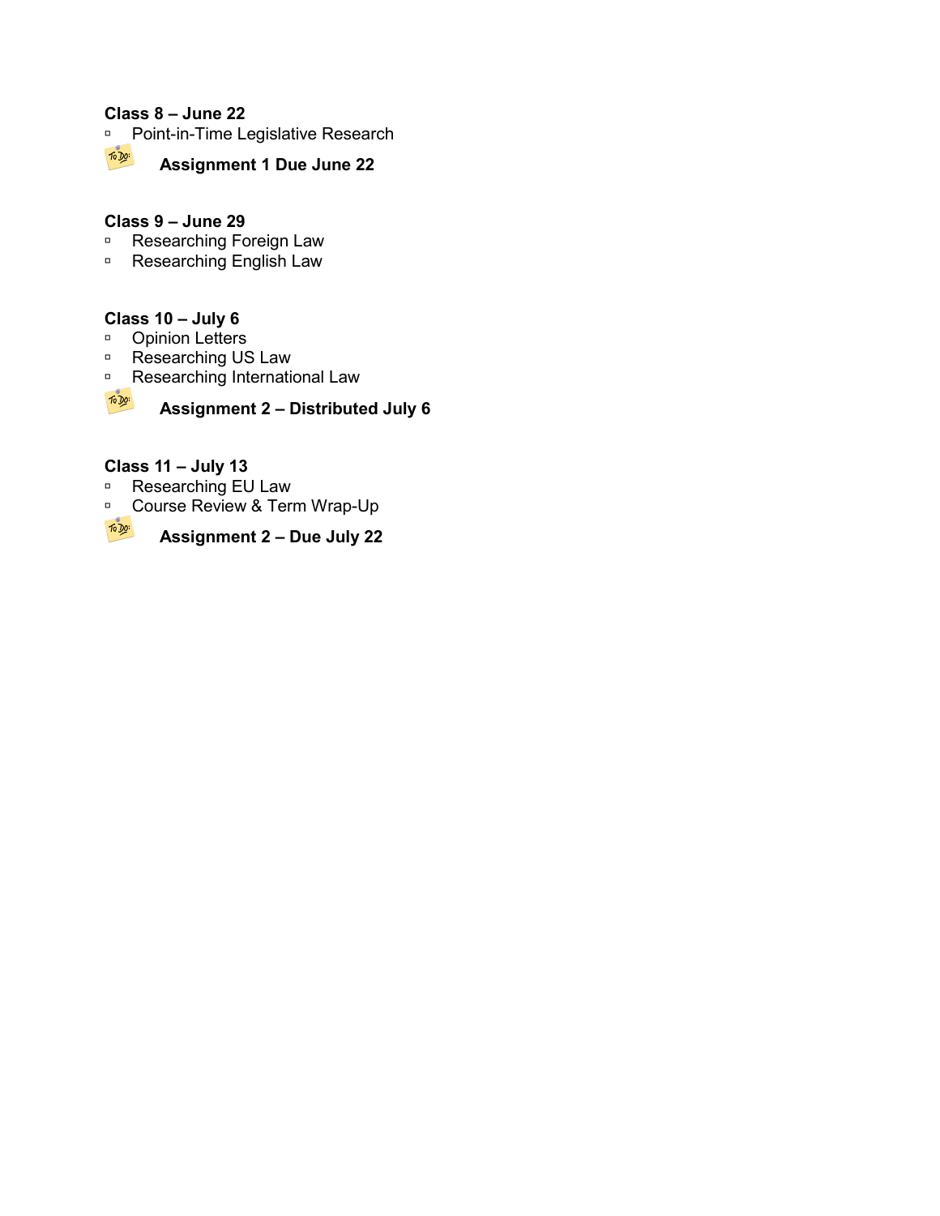**Class 8 – June 22**

- Point-in-Time Legislative Research

**Assignment 1 Due June 22**

**Class 9 – June 29**

- Researching Foreign Law
- Researching English Law

**Class 10 – July 6**

- Opinion Letters
- Researching US Law
- Researching International Law

**Assignment 2 – Distributed July 6**

**Class 11 – July 13**

- Researching EU Law
- Course Review & Term Wrap-Up

**Assignment 2 – Due July 22**